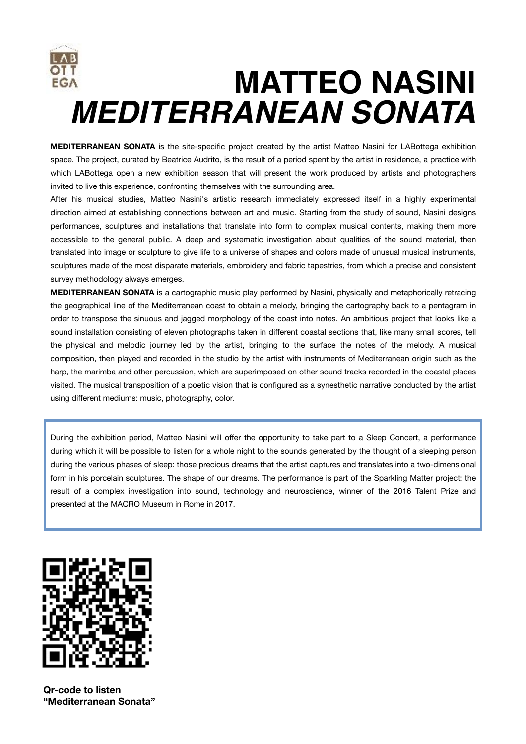LAB OTT EGA

# MATTEO NASINI
# *MEDITERRANEAN SONATA*

**MEDITERRANEAN SONATA** is the site-specific project created by the artist Matteo Nasini for LABottega exhibition space. The project, curated by Beatrice Audrito, is the result of a period spent by the artist in residence, a practice with which LABottega open a new exhibition season that will present the work produced by artists and photographers invited to live this experience, confronting themselves with the surrounding area.

After his musical studies, Matteo Nasini's artistic research immediately expressed itself in a highly experimental direction aimed at establishing connections between art and music. Starting from the study of sound, Nasini designs performances, sculptures and installations that translate into form to complex musical contents, making them more accessible to the general public. A deep and systematic investigation about qualities of the sound material, then translated into image or sculpture to give life to a universe of shapes and colors made of unusual musical instruments, sculptures made of the most disparate materials, embroidery and fabric tapestries, from which a precise and consistent survey methodology always emerges.

**MEDITERRANEAN SONATA** is a cartographic music play performed by Nasini, physically and metaphorically retracing the geographical line of the Mediterranean coast to obtain a melody, bringing the cartography back to a pentagram in order to transpose the sinuous and jagged morphology of the coast into notes. An ambitious project that looks like a sound installation consisting of eleven photographs taken in different coastal sections that, like many small scores, tell the physical and melodic journey led by the artist, bringing to the surface the notes of the melody. A musical composition, then played and recorded in the studio by the artist with instruments of Mediterranean origin such as the harp, the marimba and other percussion, which are superimposed on other sound tracks recorded in the coastal places visited. The musical transposition of a poetic vision that is configured as a synesthetic narrative conducted by the artist using different mediums: music, photography, color.

During the exhibition period, Matteo Nasini will offer the opportunity to take part to a Sleep Concert, a performance during which it will be possible to listen for a whole night to the sounds generated by the thought of a sleeping person during the various phases of sleep: those precious dreams that the artist captures and translates into a two-dimensional form in his porcelain sculptures. The shape of our dreams. The performance is part of the Sparkling Matter project: the result of a complex investigation into sound, technology and neuroscience, winner of the 2016 Talent Prize and presented at the MACRO Museum in Rome in 2017.

**Qr-code to listen “Mediterranean Sonata”**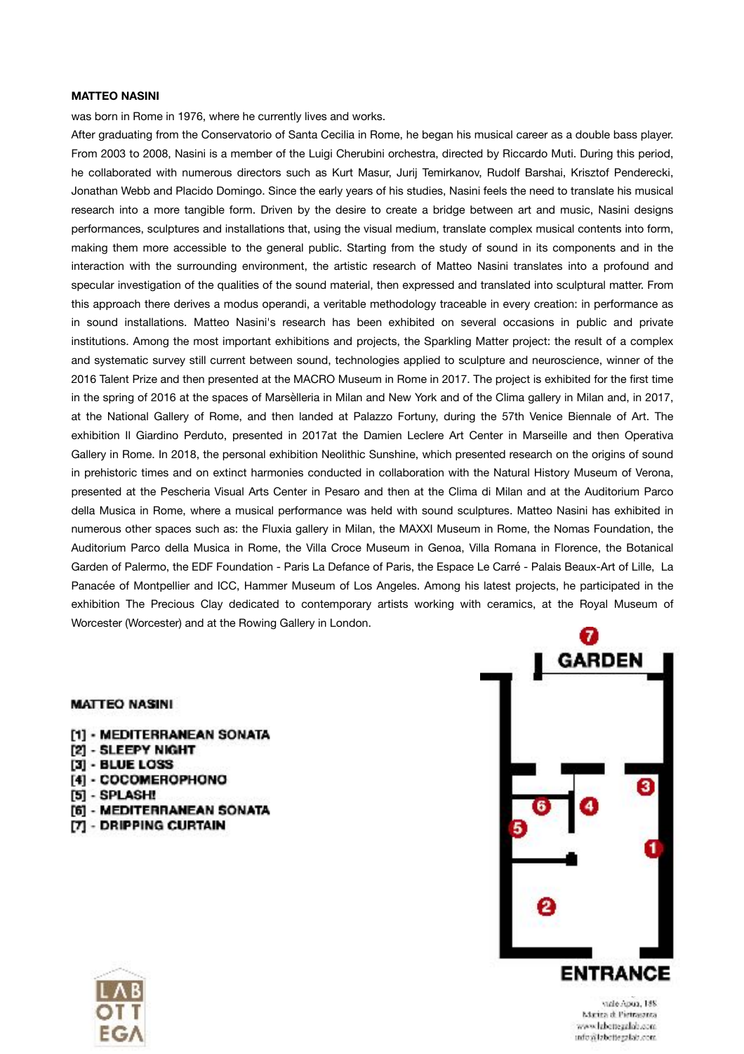**MATTEO NASINI**

was born in Rome in 1976, where he currently lives and works.

After graduating from the Conservatorio of Santa Cecilia in Rome, he began his musical career as a double bass player. From 2003 to 2008, Nasini is a member of the Luigi Cherubini orchestra, directed by Riccardo Muti. During this period, he collaborated with numerous directors such as Kurt Masur, Jurij Temirkanov, Rudolf Barshai, Krisztof Penderecki, Jonathan Webb and Placido Domingo. Since the early years of his studies, Nasini feels the need to translate his musical research into a more tangible form. Driven by the desire to create a bridge between art and music, Nasini designs performances, sculptures and installations that, using the visual medium, translate complex musical contents into form, making them more accessible to the general public. Starting from the study of sound in its components and in the interaction with the surrounding environment, the artistic research of Matteo Nasini translates into a profound and specular investigation of the qualities of the sound material, then expressed and translated into sculptural matter. From this approach there derives a modus operandi, a veritable methodology traceable in every creation: in performance as in sound installations. Matteo Nasini's research has been exhibited on several occasions in public and private institutions. Among the most important exhibitions and projects, the Sparkling Matter project: the result of a complex and systematic survey still current between sound, technologies applied to sculpture and neuroscience, winner of the 2016 Talent Prize and then presented at the MACRO Museum in Rome in 2017. The project is exhibited for the first time in the spring of 2016 at the spaces of Marsèlleria in Milan and New York and of the Clima gallery in Milan and, in 2017, at the National Gallery of Rome, and then landed at Palazzo Fortuny, during the 57th Venice Biennale of Art. The exhibition Il Giardino Perduto, presented in 2017at the Damien Leclere Art Center in Marseille and then Operativa Gallery in Rome. In 2018, the personal exhibition Neolithic Sunshine, which presented research on the origins of sound in prehistoric times and on extinct harmonies conducted in collaboration with the Natural History Museum of Verona, presented at the Pescheria Visual Arts Center in Pesaro and then at the Clima di Milan and at the Auditorium Parco della Musica in Rome, where a musical performance was held with sound sculptures. Matteo Nasini has exhibited in numerous other spaces such as: the Fluxia gallery in Milan, the MAXXI Museum in Rome, the Nomas Foundation, the Auditorium Parco della Musica in Rome, the Villa Croce Museum in Genoa, Villa Romana in Florence, the Botanical Garden of Palermo, the EDF Foundation - Paris La Defance of Paris, the Espace Le Carré - Palais Beaux-Art of Lille, La Panacée of Montpellier and ICC, Hammer Museum of Los Angeles. Among his latest projects, he participated in the exhibition The Precious Clay dedicated to contemporary artists working with ceramics, at the Royal Museum of Worcester (Worcester) and at the Rowing Gallery in London.

**MATTEO NASINI**

[1] - MEDITERRANEAN SONATA
[2] - SLEEPY NIGHT
[3] - BLUE LOSS
[4] - COCOMEROPHONO
[5] - SPLASH!
[6] - MEDITERRANEAN SONATA
[7] - DRIPPING CURTAIN

GARDEN

ENTRANCE

viale Apua, 158
Marina di Pietrasanta
www.labottegalab.com
info@labottegalab.com